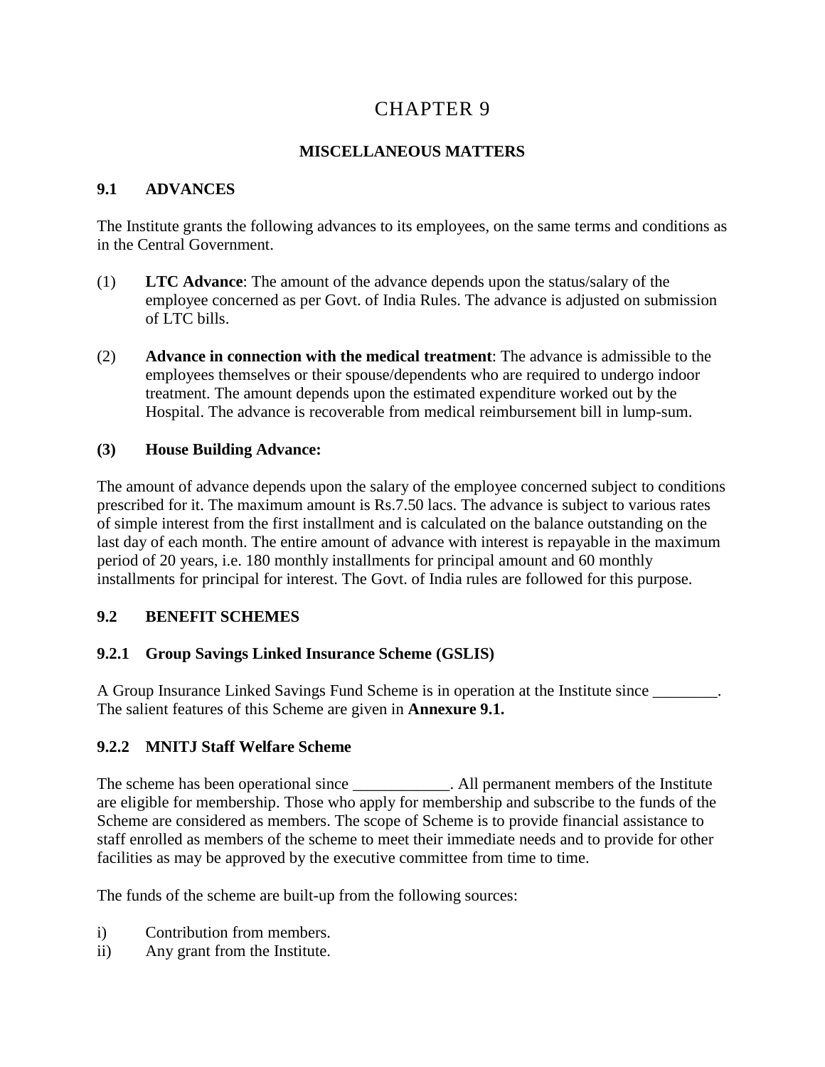# CHAPTER 9

## MISCELLANEOUS MATTERS

### 9.1 ADVANCES

The Institute grants the following advances to its employees, on the same terms and conditions as in the Central Government.

(1) **LTC Advance**: The amount of the advance depends upon the status/salary of the employee concerned as per Govt. of India Rules. The advance is adjusted on submission of LTC bills.

(2) **Advance in connection with the medical treatment**: The advance is admissible to the employees themselves or their spouse/dependents who are required to undergo indoor treatment. The amount depends upon the estimated expenditure worked out by the Hospital. The advance is recoverable from medical reimbursement bill in lump-sum.

**(3) House Building Advance:**

The amount of advance depends upon the salary of the employee concerned subject to conditions prescribed for it. The maximum amount is Rs.7.50 lacs. The advance is subject to various rates of simple interest from the first installment and is calculated on the balance outstanding on the last day of each month. The entire amount of advance with interest is repayable in the maximum period of 20 years, i.e. 180 monthly installments for principal amount and 60 monthly installments for principal for interest. The Govt. of India rules are followed for this purpose.

### 9.2 BENEFIT SCHEMES

#### 9.2.1 Group Savings Linked Insurance Scheme (GSLIS)

A Group Insurance Linked Savings Fund Scheme is in operation at the Institute since ________. The salient features of this Scheme are given in **Annexure 9.1.**

#### 9.2.2 MNITJ Staff Welfare Scheme

The scheme has been operational since ____________. All permanent members of the Institute are eligible for membership. Those who apply for membership and subscribe to the funds of the Scheme are considered as members. The scope of Scheme is to provide financial assistance to staff enrolled as members of the scheme to meet their immediate needs and to provide for other facilities as may be approved by the executive committee from time to time.

The funds of the scheme are built-up from the following sources:

i) Contribution from members.
ii) Any grant from the Institute.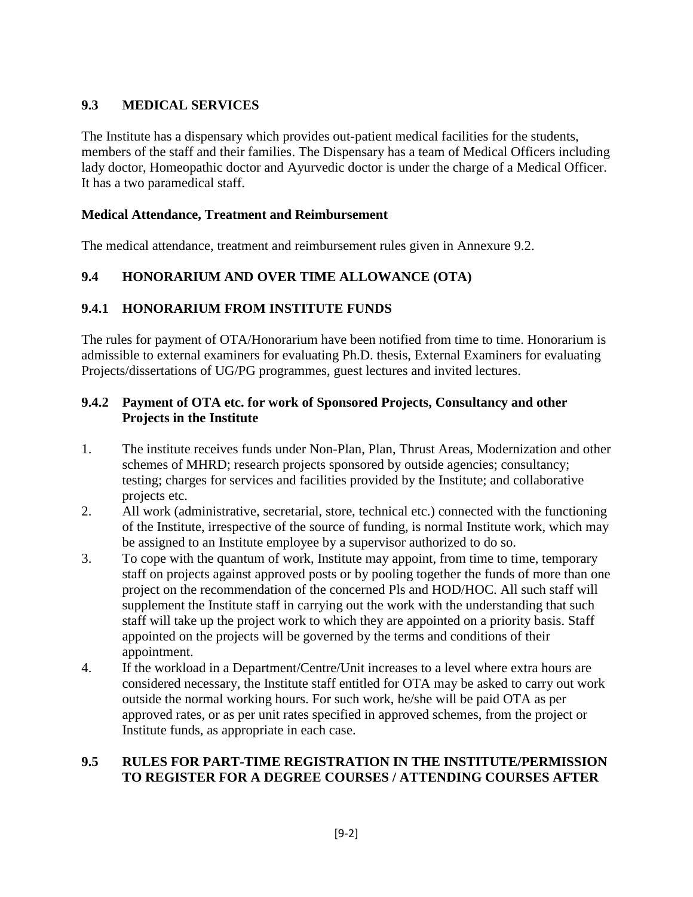## 9.3 MEDICAL SERVICES

The Institute has a dispensary which provides out-patient medical facilities for the students, members of the staff and their families. The Dispensary has a team of Medical Officers including lady doctor, Homeopathic doctor and Ayurvedic doctor is under the charge of a Medical Officer. It has a two paramedical staff.

**Medical Attendance, Treatment and Reimbursement**

The medical attendance, treatment and reimbursement rules given in Annexure 9.2.

## 9.4 HONORARIUM AND OVER TIME ALLOWANCE (OTA)

### 9.4.1 HONORARIUM FROM INSTITUTE FUNDS

The rules for payment of OTA/Honorarium have been notified from time to time. Honorarium is admissible to external examiners for evaluating Ph.D. thesis, External Examiners for evaluating Projects/dissertations of UG/PG programmes, guest lectures and invited lectures.

### 9.4.2 Payment of OTA etc. for work of Sponsored Projects, Consultancy and other Projects in the Institute

1. The institute receives funds under Non-Plan, Plan, Thrust Areas, Modernization and other schemes of MHRD; research projects sponsored by outside agencies; consultancy; testing; charges for services and facilities provided by the Institute; and collaborative projects etc.
2. All work (administrative, secretarial, store, technical etc.) connected with the functioning of the Institute, irrespective of the source of funding, is normal Institute work, which may be assigned to an Institute employee by a supervisor authorized to do so.
3. To cope with the quantum of work, Institute may appoint, from time to time, temporary staff on projects against approved posts or by pooling together the funds of more than one project on the recommendation of the concerned Pls and HOD/HOC. All such staff will supplement the Institute staff in carrying out the work with the understanding that such staff will take up the project work to which they are appointed on a priority basis. Staff appointed on the projects will be governed by the terms and conditions of their appointment.
4. If the workload in a Department/Centre/Unit increases to a level where extra hours are considered necessary, the Institute staff entitled for OTA may be asked to carry out work outside the normal working hours. For such work, he/she will be paid OTA as per approved rates, or as per unit rates specified in approved schemes, from the project or Institute funds, as appropriate in each case.

## 9.5 RULES FOR PART-TIME REGISTRATION IN THE INSTITUTE/PERMISSION TO REGISTER FOR A DEGREE COURSES / ATTENDING COURSES AFTER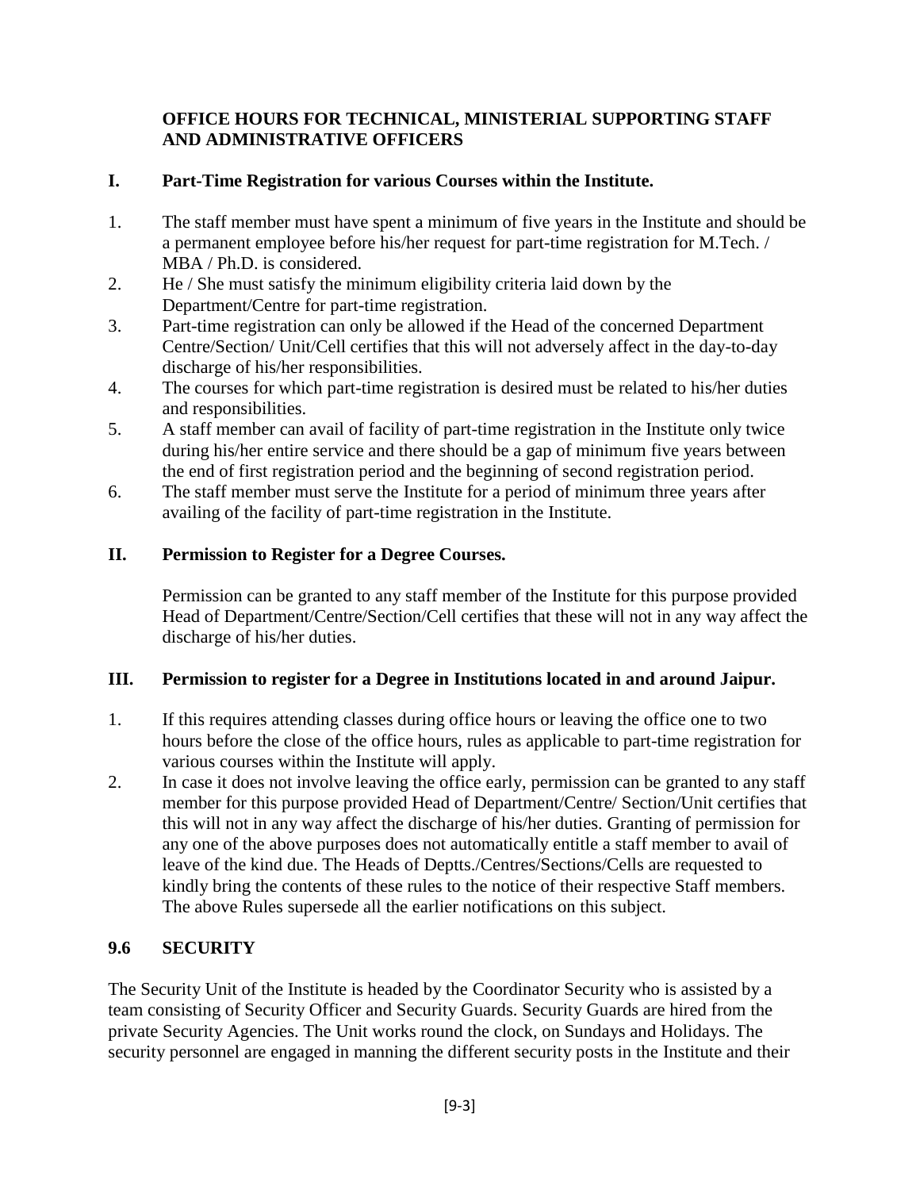## OFFICE HOURS FOR TECHNICAL, MINISTERIAL SUPPORTING STAFF AND ADMINISTRATIVE OFFICERS

### I. Part-Time Registration for various Courses within the Institute.

1. The staff member must have spent a minimum of five years in the Institute and should be a permanent employee before his/her request for part-time registration for M.Tech. / MBA / Ph.D. is considered.
2. He / She must satisfy the minimum eligibility criteria laid down by the Department/Centre for part-time registration.
3. Part-time registration can only be allowed if the Head of the concerned Department Centre/Section/ Unit/Cell certifies that this will not adversely affect in the day-to-day discharge of his/her responsibilities.
4. The courses for which part-time registration is desired must be related to his/her duties and responsibilities.
5. A staff member can avail of facility of part-time registration in the Institute only twice during his/her entire service and there should be a gap of minimum five years between the end of first registration period and the beginning of second registration period.
6. The staff member must serve the Institute for a period of minimum three years after availing of the facility of part-time registration in the Institute.

### II. Permission to Register for a Degree Courses.

Permission can be granted to any staff member of the Institute for this purpose provided Head of Department/Centre/Section/Cell certifies that these will not in any way affect the discharge of his/her duties.

### III. Permission to register for a Degree in Institutions located in and around Jaipur.

1. If this requires attending classes during office hours or leaving the office one to two hours before the close of the office hours, rules as applicable to part-time registration for various courses within the Institute will apply.
2. In case it does not involve leaving the office early, permission can be granted to any staff member for this purpose provided Head of Department/Centre/ Section/Unit certifies that this will not in any way affect the discharge of his/her duties. Granting of permission for any one of the above purposes does not automatically entitle a staff member to avail of leave of the kind due. The Heads of Deptts./Centres/Sections/Cells are requested to kindly bring the contents of these rules to the notice of their respective Staff members. The above Rules supersede all the earlier notifications on this subject.

## 9.6 SECURITY

The Security Unit of the Institute is headed by the Coordinator Security who is assisted by a team consisting of Security Officer and Security Guards. Security Guards are hired from the private Security Agencies. The Unit works round the clock, on Sundays and Holidays. The security personnel are engaged in manning the different security posts in the Institute and their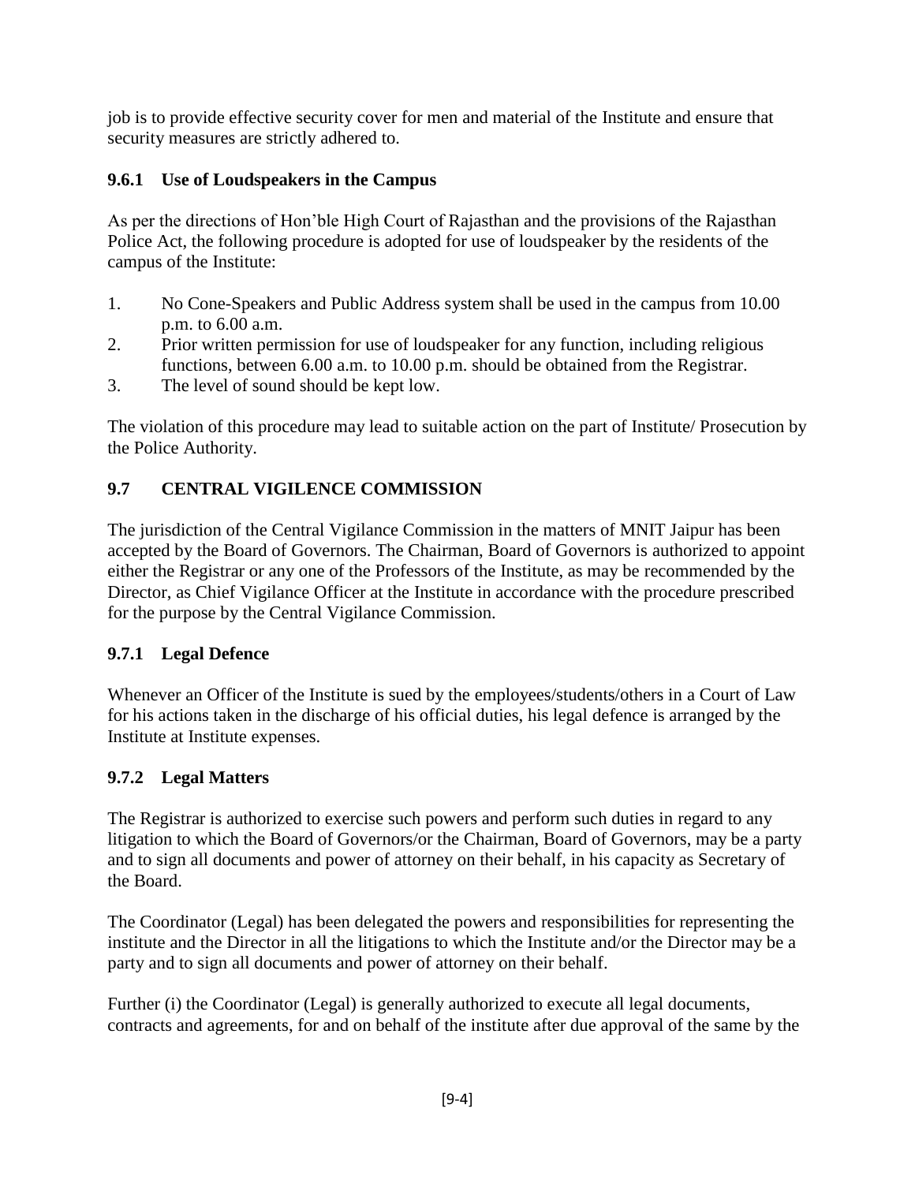job is to provide effective security cover for men and material of the Institute and ensure that security measures are strictly adhered to.

### 9.6.1 Use of Loudspeakers in the Campus

As per the directions of Hon'ble High Court of Rajasthan and the provisions of the Rajasthan Police Act, the following procedure is adopted for use of loudspeaker by the residents of the campus of the Institute:

1. No Cone-Speakers and Public Address system shall be used in the campus from 10.00 p.m. to 6.00 a.m.
2. Prior written permission for use of loudspeaker for any function, including religious functions, between 6.00 a.m. to 10.00 p.m. should be obtained from the Registrar.
3. The level of sound should be kept low.

The violation of this procedure may lead to suitable action on the part of Institute/ Prosecution by the Police Authority.

## 9.7 CENTRAL VIGILENCE COMMISSION

The jurisdiction of the Central Vigilance Commission in the matters of MNIT Jaipur has been accepted by the Board of Governors. The Chairman, Board of Governors is authorized to appoint either the Registrar or any one of the Professors of the Institute, as may be recommended by the Director, as Chief Vigilance Officer at the Institute in accordance with the procedure prescribed for the purpose by the Central Vigilance Commission.

### 9.7.1 Legal Defence

Whenever an Officer of the Institute is sued by the employees/students/others in a Court of Law for his actions taken in the discharge of his official duties, his legal defence is arranged by the Institute at Institute expenses.

### 9.7.2 Legal Matters

The Registrar is authorized to exercise such powers and perform such duties in regard to any litigation to which the Board of Governors/or the Chairman, Board of Governors, may be a party and to sign all documents and power of attorney on their behalf, in his capacity as Secretary of the Board.

The Coordinator (Legal) has been delegated the powers and responsibilities for representing the institute and the Director in all the litigations to which the Institute and/or the Director may be a party and to sign all documents and power of attorney on their behalf.

Further (i) the Coordinator (Legal) is generally authorized to execute all legal documents, contracts and agreements, for and on behalf of the institute after due approval of the same by the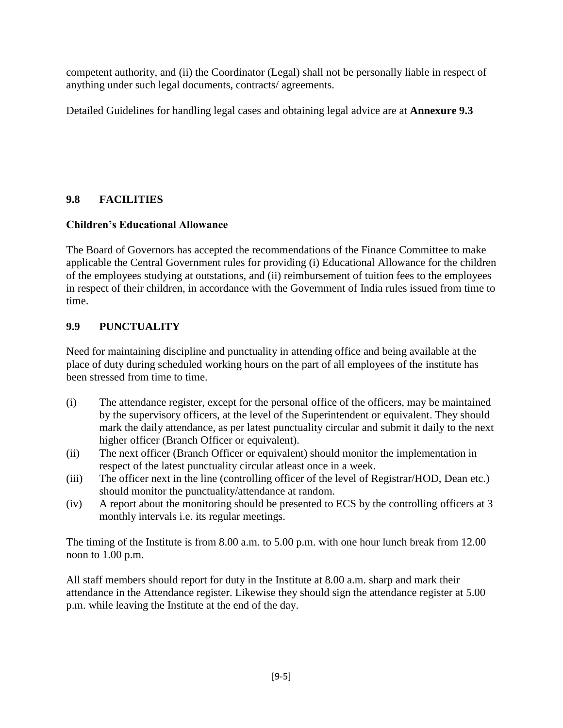competent authority, and (ii) the Coordinator (Legal) shall not be personally liable in respect of anything under such legal documents, contracts/ agreements.

Detailed Guidelines for handling legal cases and obtaining legal advice are at **Annexure 9.3**

## 9.8 FACILITIES

### Children's Educational Allowance

The Board of Governors has accepted the recommendations of the Finance Committee to make applicable the Central Government rules for providing (i) Educational Allowance for the children of the employees studying at outstations, and (ii) reimbursement of tuition fees to the employees in respect of their children, in accordance with the Government of India rules issued from time to time.

## 9.9 PUNCTUALITY

Need for maintaining discipline and punctuality in attending office and being available at the place of duty during scheduled working hours on the part of all employees of the institute has been stressed from time to time.

(i) The attendance register, except for the personal office of the officers, may be maintained by the supervisory officers, at the level of the Superintendent or equivalent. They should mark the daily attendance, as per latest punctuality circular and submit it daily to the next higher officer (Branch Officer or equivalent).

(ii) The next officer (Branch Officer or equivalent) should monitor the implementation in respect of the latest punctuality circular atleast once in a week.

(iii) The officer next in the line (controlling officer of the level of Registrar/HOD, Dean etc.) should monitor the punctuality/attendance at random.

(iv) A report about the monitoring should be presented to ECS by the controlling officers at 3 monthly intervals i.e. its regular meetings.

The timing of the Institute is from 8.00 a.m. to 5.00 p.m. with one hour lunch break from 12.00 noon to 1.00 p.m.

All staff members should report for duty in the Institute at 8.00 a.m. sharp and mark their attendance in the Attendance register. Likewise they should sign the attendance register at 5.00 p.m. while leaving the Institute at the end of the day.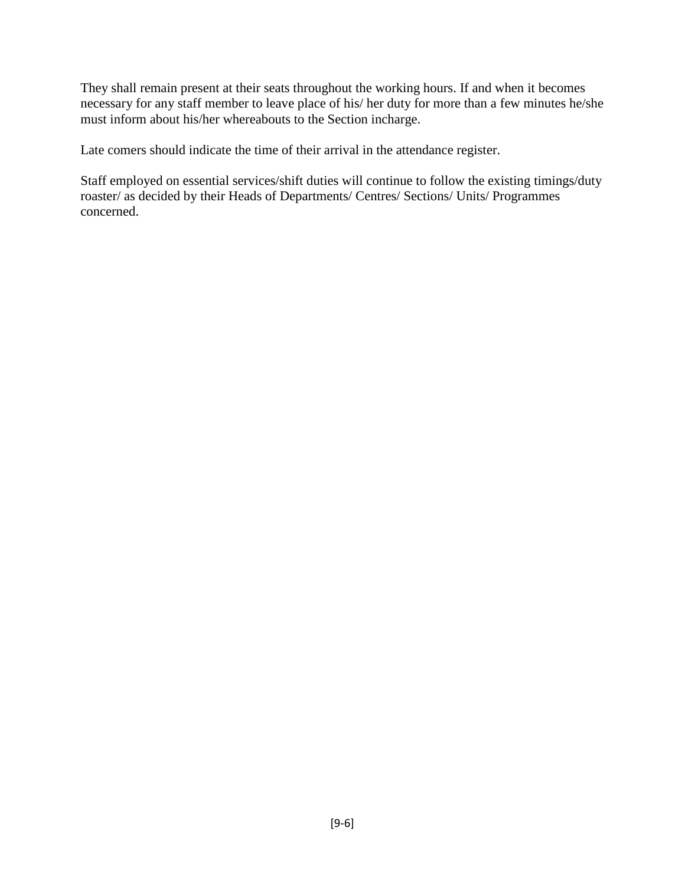They shall remain present at their seats throughout the working hours. If and when it becomes necessary for any staff member to leave place of his/ her duty for more than a few minutes he/she must inform about his/her whereabouts to the Section incharge.

Late comers should indicate the time of their arrival in the attendance register.

Staff employed on essential services/shift duties will continue to follow the existing timings/duty roaster/ as decided by their Heads of Departments/ Centres/ Sections/ Units/ Programmes concerned.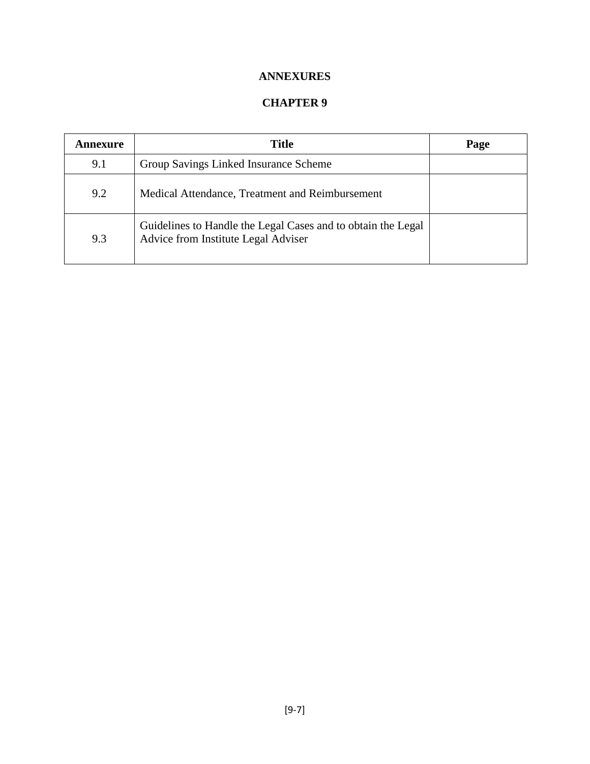# ANNEXURES

## CHAPTER 9

| Annexure | Title | Page |
|---|---|---|
| 9.1 | Group Savings Linked Insurance Scheme | |
| 9.2 | Medical Attendance, Treatment and Reimbursement | |
| 9.3 | Guidelines to Handle the Legal Cases and to obtain the Legal Advice from Institute Legal Adviser | |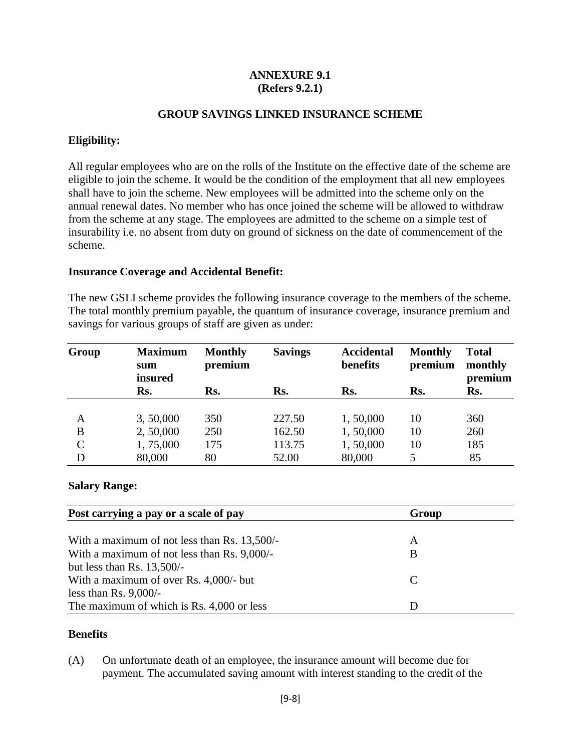**ANNEXURE 9.1**
**(Refers 9.2.1)**

## GROUP SAVINGS LINKED INSURANCE SCHEME

**Eligibility:**

All regular employees who are on the rolls of the Institute on the effective date of the scheme are eligible to join the scheme. It would be the condition of the employment that all new employees shall have to join the scheme. New employees will be admitted into the scheme only on the annual renewal dates. No member who has once joined the scheme will be allowed to withdraw from the scheme at any stage. The employees are admitted to the scheme on a simple test of insurability i.e. no absent from duty on ground of sickness on the date of commencement of the scheme.

**Insurance Coverage and Accidental Benefit:**

The new GSLI scheme provides the following insurance coverage to the members of the scheme. The total monthly premium payable, the quantum of insurance coverage, insurance premium and savings for various groups of staff are given as under:

| Group | Maximum sum insured Rs. | Monthly premium Rs. | Savings Rs. | Accidental benefits Rs. | Monthly premium Rs. | Total monthly premium Rs. |
|---|---|---|---|---|---|---|
| A | 3, 50,000 | 350 | 227.50 | 1, 50,000 | 10 | 360 |
| B | 2, 50,000 | 250 | 162.50 | 1, 50,000 | 10 | 260 |
| C | 1, 75,000 | 175 | 113.75 | 1, 50,000 | 10 | 185 |
| D | 80,000 | 80 | 52.00 | 80,000 | 5 | 85 |

**Salary Range:**

| Post carrying a pay or a scale of pay | Group |
|---|---|
| With a maximum of not less than Rs. 13,500/- | A |
| With a maximum of not less than Rs. 9,000/- but less than Rs. 13,500/- | B |
| With a maximum of over Rs. 4,000/- but less than Rs. 9,000/- | C |
| The maximum of which is Rs. 4,000 or less | D |

**Benefits**

(A) On unfortunate death of an employee, the insurance amount will become due for payment. The accumulated saving amount with interest standing to the credit of the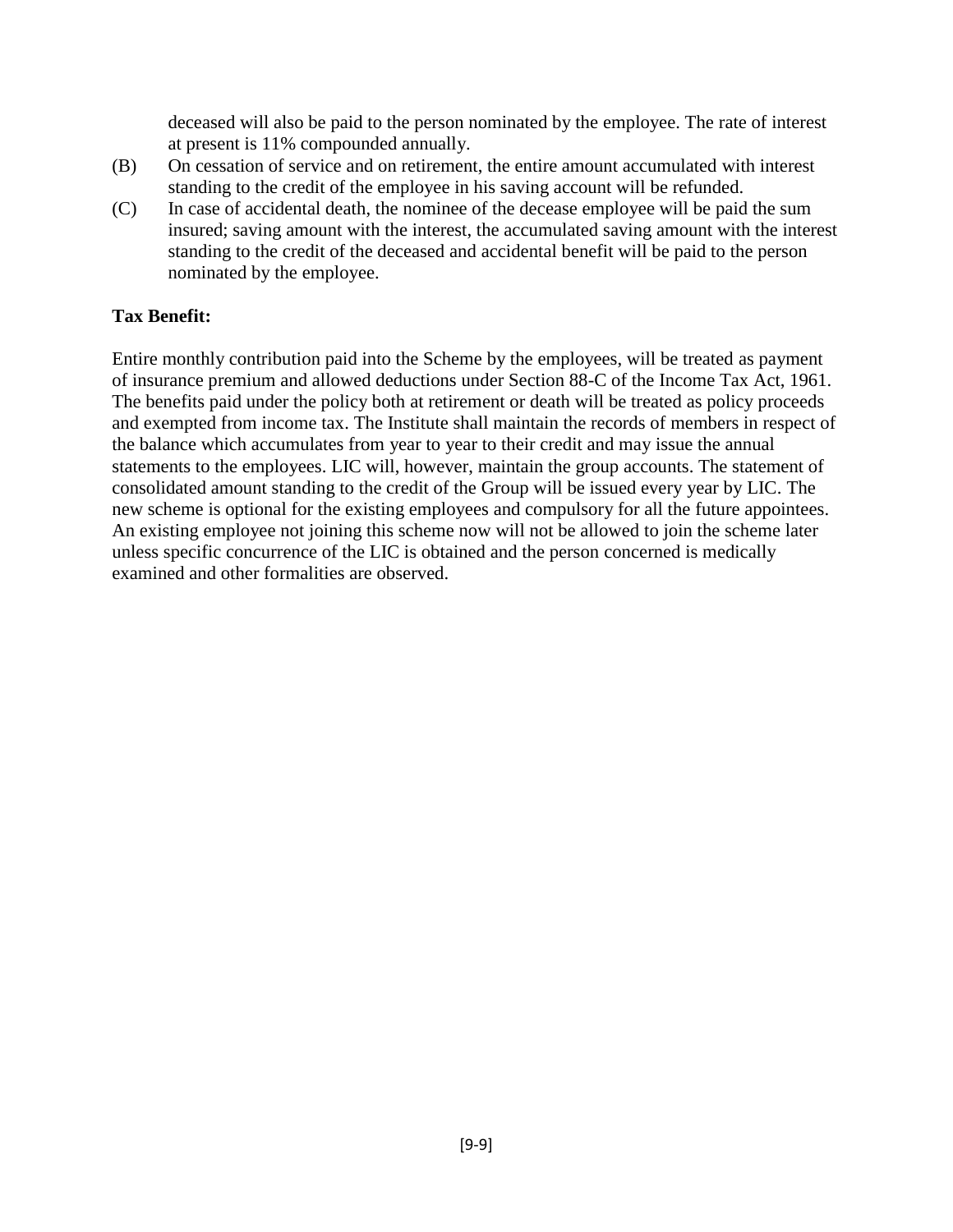deceased will also be paid to the person nominated by the employee. The rate of interest at present is 11% compounded annually.

(B) On cessation of service and on retirement, the entire amount accumulated with interest standing to the credit of the employee in his saving account will be refunded.

(C) In case of accidental death, the nominee of the decease employee will be paid the sum insured; saving amount with the interest, the accumulated saving amount with the interest standing to the credit of the deceased and accidental benefit will be paid to the person nominated by the employee.

**Tax Benefit:**

Entire monthly contribution paid into the Scheme by the employees, will be treated as payment of insurance premium and allowed deductions under Section 88-C of the Income Tax Act, 1961. The benefits paid under the policy both at retirement or death will be treated as policy proceeds and exempted from income tax. The Institute shall maintain the records of members in respect of the balance which accumulates from year to year to their credit and may issue the annual statements to the employees. LIC will, however, maintain the group accounts. The statement of consolidated amount standing to the credit of the Group will be issued every year by LIC. The new scheme is optional for the existing employees and compulsory for all the future appointees. An existing employee not joining this scheme now will not be allowed to join the scheme later unless specific concurrence of the LIC is obtained and the person concerned is medically examined and other formalities are observed.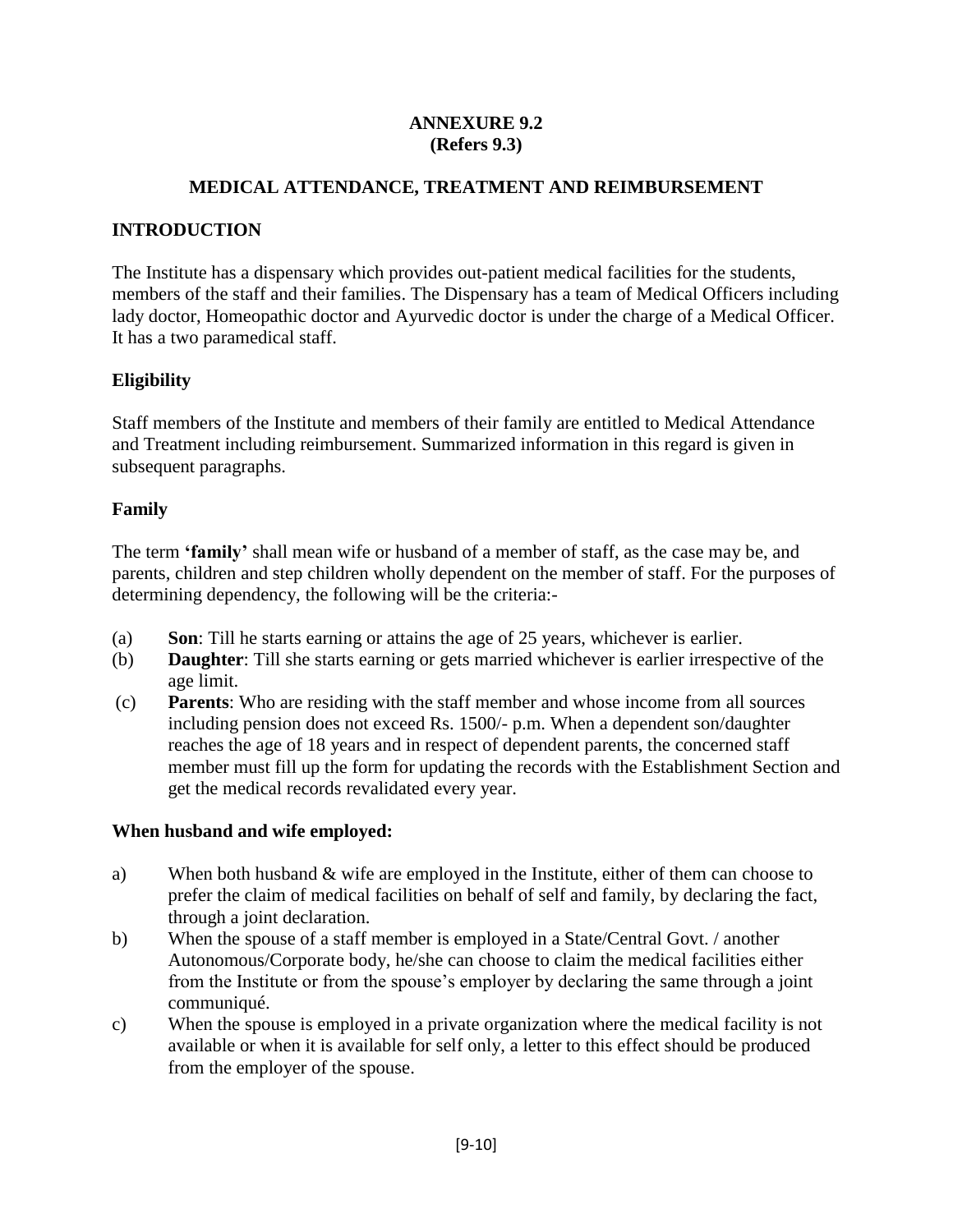**ANNEXURE 9.2**
**(Refers 9.3)**

## MEDICAL ATTENDANCE, TREATMENT AND REIMBURSEMENT

## INTRODUCTION

The Institute has a dispensary which provides out-patient medical facilities for the students, members of the staff and their families. The Dispensary has a team of Medical Officers including lady doctor, Homeopathic doctor and Ayurvedic doctor is under the charge of a Medical Officer. It has a two paramedical staff.

### Eligibility

Staff members of the Institute and members of their family are entitled to Medical Attendance and Treatment including reimbursement. Summarized information in this regard is given in subsequent paragraphs.

### Family

The term **'family'** shall mean wife or husband of a member of staff, as the case may be, and parents, children and step children wholly dependent on the member of staff. For the purposes of determining dependency, the following will be the criteria:-

(a) **Son**: Till he starts earning or attains the age of 25 years, whichever is earlier.

(b) **Daughter**: Till she starts earning or gets married whichever is earlier irrespective of the age limit.

(c) **Parents**: Who are residing with the staff member and whose income from all sources including pension does not exceed Rs. 1500/- p.m. When a dependent son/daughter reaches the age of 18 years and in respect of dependent parents, the concerned staff member must fill up the form for updating the records with the Establishment Section and get the medical records revalidated every year.

### When husband and wife employed:

a) When both husband & wife are employed in the Institute, either of them can choose to prefer the claim of medical facilities on behalf of self and family, by declaring the fact, through a joint declaration.

b) When the spouse of a staff member is employed in a State/Central Govt. / another Autonomous/Corporate body, he/she can choose to claim the medical facilities either from the Institute or from the spouse's employer by declaring the same through a joint communiqué.

c) When the spouse is employed in a private organization where the medical facility is not available or when it is available for self only, a letter to this effect should be produced from the employer of the spouse.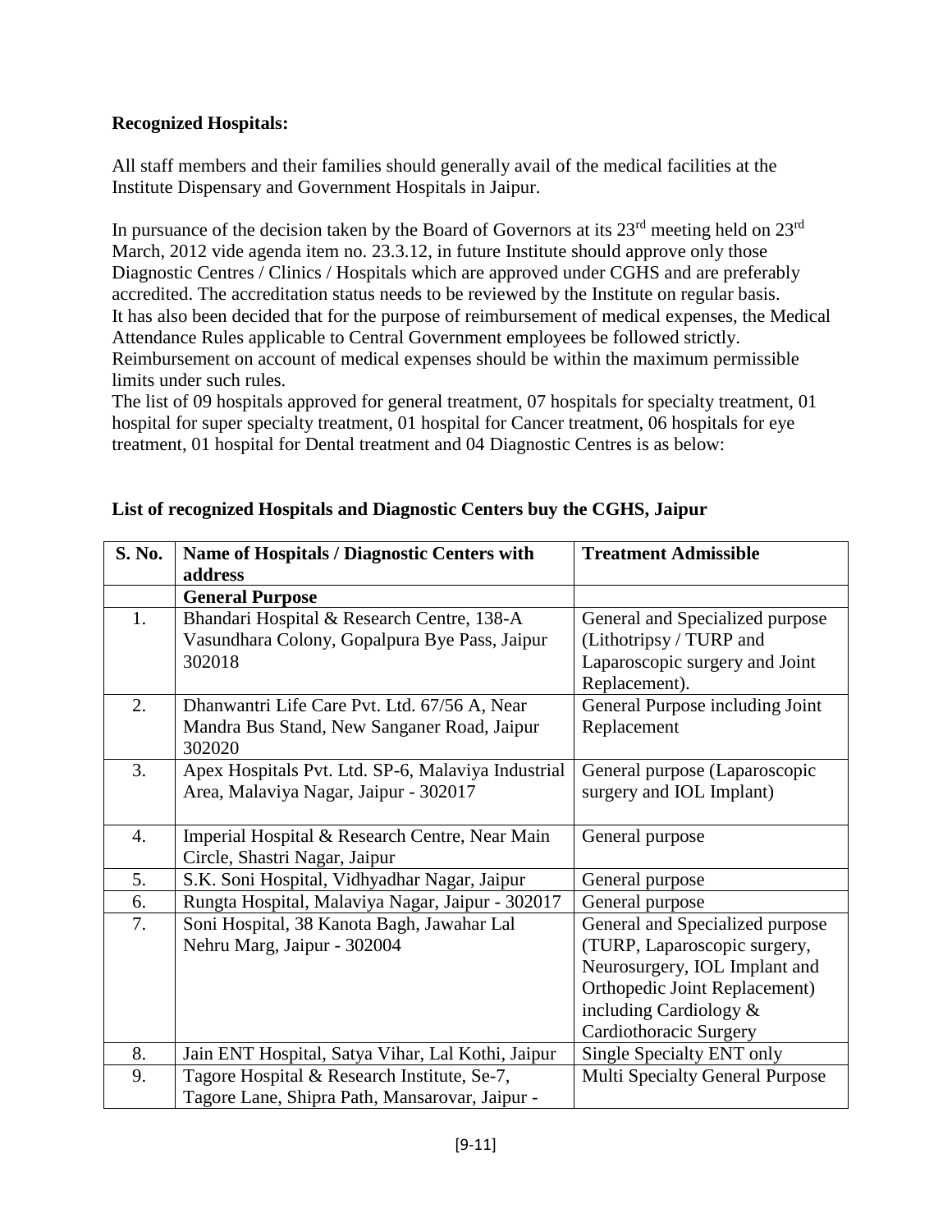**Recognized Hospitals:**

All staff members and their families should generally avail of the medical facilities at the Institute Dispensary and Government Hospitals in Jaipur.

In pursuance of the decision taken by the Board of Governors at its 23rd meeting held on 23rd March, 2012 vide agenda item no. 23.3.12, in future Institute should approve only those Diagnostic Centres / Clinics / Hospitals which are approved under CGHS and are preferably accredited. The accreditation status needs to be reviewed by the Institute on regular basis. It has also been decided that for the purpose of reimbursement of medical expenses, the Medical Attendance Rules applicable to Central Government employees be followed strictly. Reimbursement on account of medical expenses should be within the maximum permissible limits under such rules.
The list of 09 hospitals approved for general treatment, 07 hospitals for specialty treatment, 01 hospital for super specialty treatment, 01 hospital for Cancer treatment, 06 hospitals for eye treatment, 01 hospital for Dental treatment and 04 Diagnostic Centres is as below:

**List of recognized Hospitals and Diagnostic Centers buy the CGHS, Jaipur**

| S. No. | Name of Hospitals / Diagnostic Centers with address | Treatment Admissible |
|---|---|---|
| | **General Purpose** | |
| 1. | Bhandari Hospital & Research Centre, 138-A Vasundhara Colony, Gopalpura Bye Pass, Jaipur 302018 | General and Specialized purpose (Lithotripsy / TURP and Laparoscopic surgery and Joint Replacement). |
| 2. | Dhanwantri Life Care Pvt. Ltd. 67/56 A, Near Mandra Bus Stand, New Sanganer Road, Jaipur 302020 | General Purpose including Joint Replacement |
| 3. | Apex Hospitals Pvt. Ltd. SP-6, Malaviya Industrial Area, Malaviya Nagar, Jaipur - 302017 | General purpose (Laparoscopic surgery and IOL Implant) |
| 4. | Imperial Hospital & Research Centre, Near Main Circle, Shastri Nagar, Jaipur | General purpose |
| 5. | S.K. Soni Hospital, Vidhyadhar Nagar, Jaipur | General purpose |
| 6. | Rungta Hospital, Malaviya Nagar, Jaipur - 302017 | General purpose |
| 7. | Soni Hospital, 38 Kanota Bagh, Jawahar Lal Nehru Marg, Jaipur - 302004 | General and Specialized purpose (TURP, Laparoscopic surgery, Neurosurgery, IOL Implant and Orthopedic Joint Replacement) including Cardiology & Cardiothoracic Surgery |
| 8. | Jain ENT Hospital, Satya Vihar, Lal Kothi, Jaipur | Single Specialty ENT only |
| 9. | Tagore Hospital & Research Institute, Se-7, Tagore Lane, Shipra Path, Mansarovar, Jaipur - | Multi Specialty General Purpose |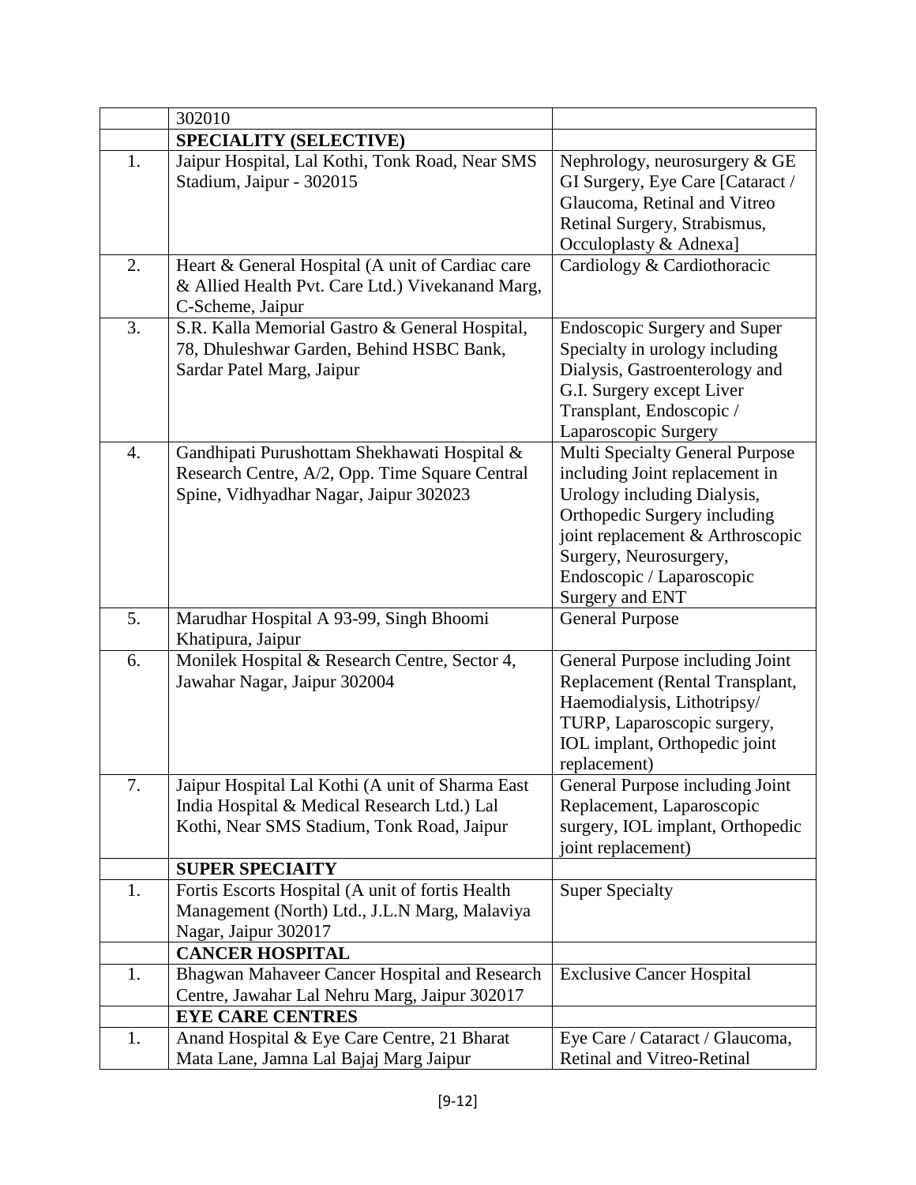| | | |
|---|---|---|
| | 302010 | |
| | **SPECIALITY (SELECTIVE)** | |
| 1. | Jaipur Hospital, Lal Kothi, Tonk Road, Near SMS Stadium, Jaipur - 302015 | Nephrology, neurosurgery & GE GI Surgery, Eye Care [Cataract / Glaucoma, Retinal and Vitreo Retinal Surgery, Strabismus, Occuloplasty & Adnexa] |
| 2. | Heart & General Hospital (A unit of Cardiac care & Allied Health Pvt. Care Ltd.) Vivekanand Marg, C-Scheme, Jaipur | Cardiology & Cardiothoracic |
| 3. | S.R. Kalla Memorial Gastro & General Hospital, 78, Dhuleshwar Garden, Behind HSBC Bank, Sardar Patel Marg, Jaipur | Endoscopic Surgery and Super Specialty in urology including Dialysis, Gastroenterology and G.I. Surgery except Liver Transplant, Endoscopic / Laparoscopic Surgery |
| 4. | Gandhipati Purushottam Shekhawati Hospital & Research Centre, A/2, Opp. Time Square Central Spine, Vidhyadhar Nagar, Jaipur 302023 | Multi Specialty General Purpose including Joint replacement in Urology including Dialysis, Orthopedic Surgery including joint replacement & Arthroscopic Surgery, Neurosurgery, Endoscopic / Laparoscopic Surgery and ENT |
| 5. | Marudhar Hospital A 93-99, Singh Bhoomi Khatipura, Jaipur | General Purpose |
| 6. | Monilek Hospital & Research Centre, Sector 4, Jawahar Nagar, Jaipur 302004 | General Purpose including Joint Replacement (Rental Transplant, Haemodialysis, Lithotripsy/ TURP, Laparoscopic surgery, IOL implant, Orthopedic joint replacement) |
| 7. | Jaipur Hospital Lal Kothi (A unit of Sharma East India Hospital & Medical Research Ltd.) Lal Kothi, Near SMS Stadium, Tonk Road, Jaipur | General Purpose including Joint Replacement, Laparoscopic surgery, IOL implant, Orthopedic joint replacement) |
| | **SUPER SPECIAITY** | |
| 1. | Fortis Escorts Hospital (A unit of fortis Health Management (North) Ltd., J.L.N Marg, Malaviya Nagar, Jaipur 302017 | Super Specialty |
| | **CANCER HOSPITAL** | |
| 1. | Bhagwan Mahaveer Cancer Hospital and Research Centre, Jawahar Lal Nehru Marg, Jaipur 302017 | Exclusive Cancer Hospital |
| | **EYE CARE CENTRES** | |
| 1. | Anand Hospital & Eye Care Centre, 21 Bharat Mata Lane, Jamna Lal Bajaj Marg Jaipur | Eye Care / Cataract / Glaucoma, Retinal and Vitreo-Retinal |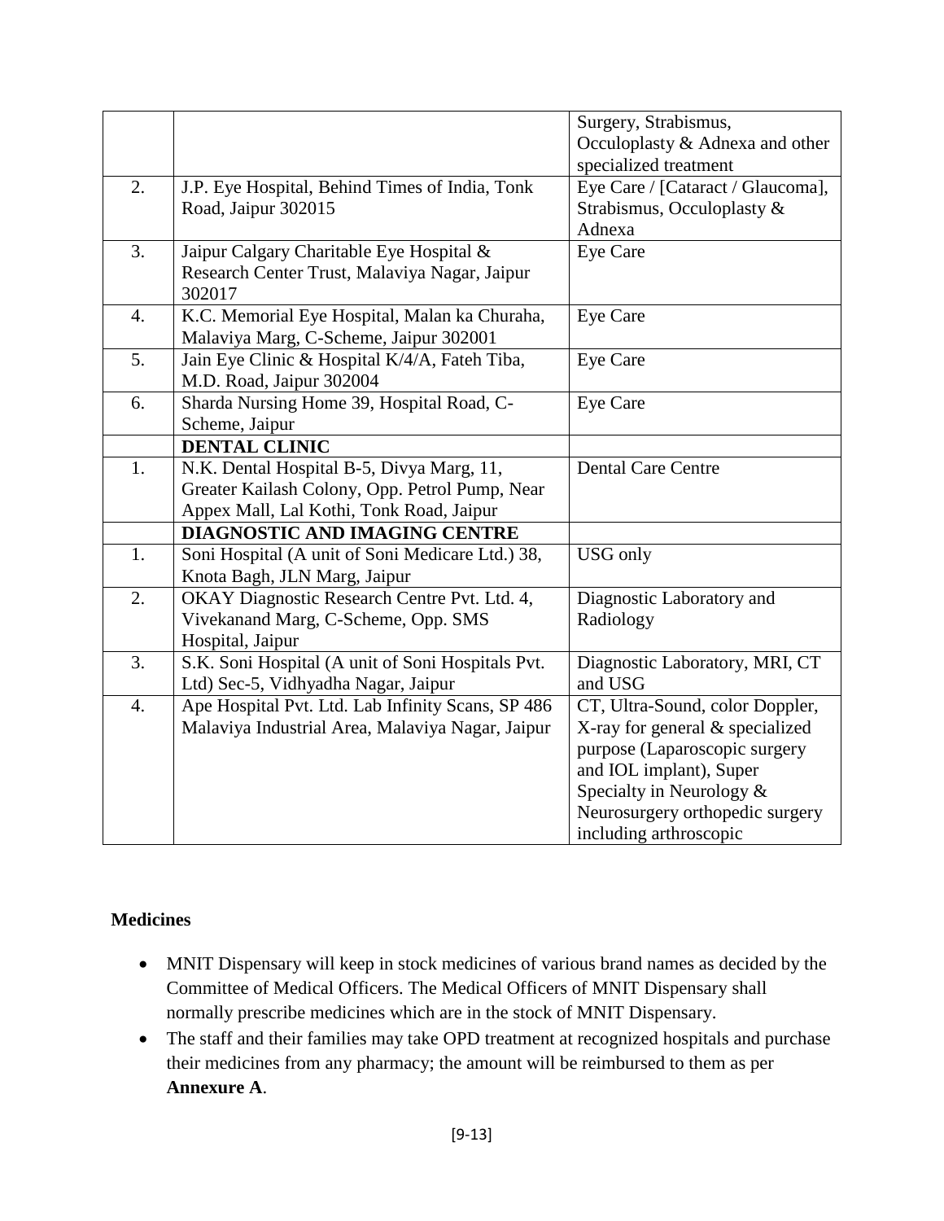| | | |
|---|---|---|
| | | Surgery, Strabismus, Occuloplasty & Adnexa and other specialized treatment |
| 2. | J.P. Eye Hospital, Behind Times of India, Tonk Road, Jaipur 302015 | Eye Care / [Cataract / Glaucoma], Strabismus, Occuloplasty & Adnexa |
| 3. | Jaipur Calgary Charitable Eye Hospital & Research Center Trust, Malaviya Nagar, Jaipur 302017 | Eye Care |
| 4. | K.C. Memorial Eye Hospital, Malan ka Churaha, Malaviya Marg, C-Scheme, Jaipur 302001 | Eye Care |
| 5. | Jain Eye Clinic & Hospital K/4/A, Fateh Tiba, M.D. Road, Jaipur 302004 | Eye Care |
| 6. | Sharda Nursing Home 39, Hospital Road, C-Scheme, Jaipur | Eye Care |
| | **DENTAL CLINIC** | |
| 1. | N.K. Dental Hospital B-5, Divya Marg, 11, Greater Kailash Colony, Opp. Petrol Pump, Near Appex Mall, Lal Kothi, Tonk Road, Jaipur | Dental Care Centre |
| | **DIAGNOSTIC AND IMAGING CENTRE** | |
| 1. | Soni Hospital (A unit of Soni Medicare Ltd.) 38, Knota Bagh, JLN Marg, Jaipur | USG only |
| 2. | OKAY Diagnostic Research Centre Pvt. Ltd. 4, Vivekanand Marg, C-Scheme, Opp. SMS Hospital, Jaipur | Diagnostic Laboratory and Radiology |
| 3. | S.K. Soni Hospital (A unit of Soni Hospitals Pvt. Ltd) Sec-5, Vidhyadha Nagar, Jaipur | Diagnostic Laboratory, MRI, CT and USG |
| 4. | Ape Hospital Pvt. Ltd. Lab Infinity Scans, SP 486 Malaviya Industrial Area, Malaviya Nagar, Jaipur | CT, Ultra-Sound, color Doppler, X-ray for general & specialized purpose (Laparoscopic surgery and IOL implant), Super Specialty in Neurology & Neurosurgery orthopedic surgery including arthroscopic |

**Medicines**

- MNIT Dispensary will keep in stock medicines of various brand names as decided by the Committee of Medical Officers. The Medical Officers of MNIT Dispensary shall normally prescribe medicines which are in the stock of MNIT Dispensary.
- The staff and their families may take OPD treatment at recognized hospitals and purchase their medicines from any pharmacy; the amount will be reimbursed to them as per **Annexure A**.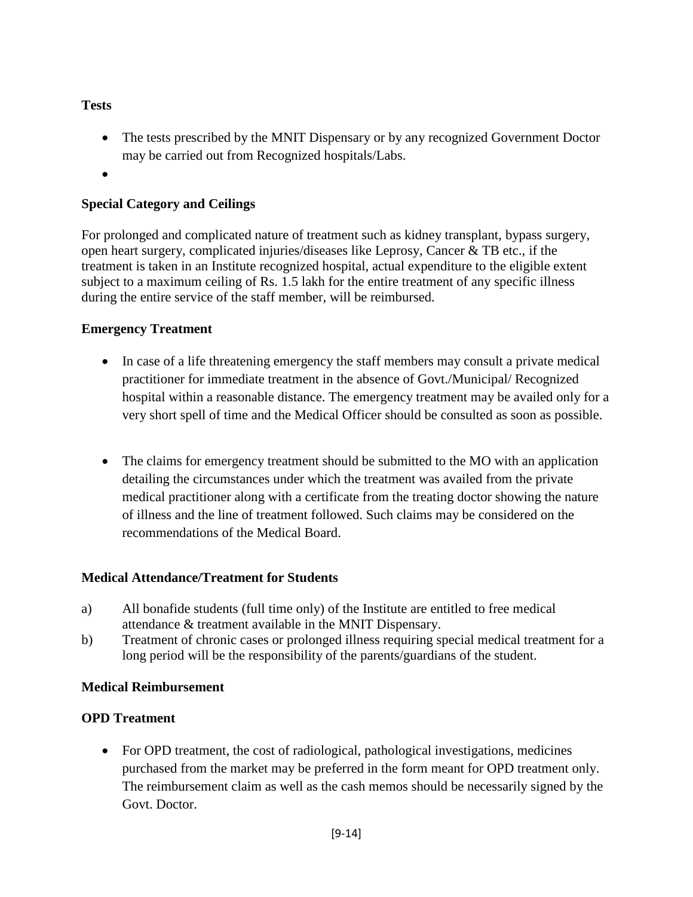**Tests**

- The tests prescribed by the MNIT Dispensary or by any recognized Government Doctor may be carried out from Recognized hospitals/Labs.
-

**Special Category and Ceilings**

For prolonged and complicated nature of treatment such as kidney transplant, bypass surgery, open heart surgery, complicated injuries/diseases like Leprosy, Cancer & TB etc., if the treatment is taken in an Institute recognized hospital, actual expenditure to the eligible extent subject to a maximum ceiling of Rs. 1.5 lakh for the entire treatment of any specific illness during the entire service of the staff member, will be reimbursed.

**Emergency Treatment**

- In case of a life threatening emergency the staff members may consult a private medical practitioner for immediate treatment in the absence of Govt./Municipal/ Recognized hospital within a reasonable distance. The emergency treatment may be availed only for a very short spell of time and the Medical Officer should be consulted as soon as possible.

- The claims for emergency treatment should be submitted to the MO with an application detailing the circumstances under which the treatment was availed from the private medical practitioner along with a certificate from the treating doctor showing the nature of illness and the line of treatment followed. Such claims may be considered on the recommendations of the Medical Board.

**Medical Attendance/Treatment for Students**

a) All bonafide students (full time only) of the Institute are entitled to free medical attendance & treatment available in the MNIT Dispensary.

b) Treatment of chronic cases or prolonged illness requiring special medical treatment for a long period will be the responsibility of the parents/guardians of the student.

**Medical Reimbursement**

**OPD Treatment**

- For OPD treatment, the cost of radiological, pathological investigations, medicines purchased from the market may be preferred in the form meant for OPD treatment only. The reimbursement claim as well as the cash memos should be necessarily signed by the Govt. Doctor.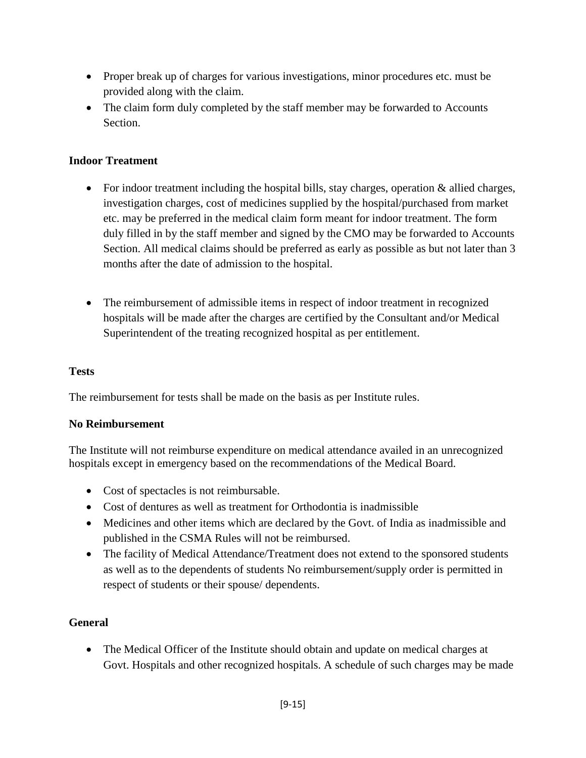- Proper break up of charges for various investigations, minor procedures etc. must be provided along with the claim.
- The claim form duly completed by the staff member may be forwarded to Accounts Section.

**Indoor Treatment**

- For indoor treatment including the hospital bills, stay charges, operation & allied charges, investigation charges, cost of medicines supplied by the hospital/purchased from market etc. may be preferred in the medical claim form meant for indoor treatment. The form duly filled in by the staff member and signed by the CMO may be forwarded to Accounts Section. All medical claims should be preferred as early as possible as but not later than 3 months after the date of admission to the hospital.

- The reimbursement of admissible items in respect of indoor treatment in recognized hospitals will be made after the charges are certified by the Consultant and/or Medical Superintendent of the treating recognized hospital as per entitlement.

**Tests**

The reimbursement for tests shall be made on the basis as per Institute rules.

**No Reimbursement**

The Institute will not reimburse expenditure on medical attendance availed in an unrecognized hospitals except in emergency based on the recommendations of the Medical Board.

- Cost of spectacles is not reimbursable.
- Cost of dentures as well as treatment for Orthodontia is inadmissible
- Medicines and other items which are declared by the Govt. of India as inadmissible and published in the CSMA Rules will not be reimbursed.
- The facility of Medical Attendance/Treatment does not extend to the sponsored students as well as to the dependents of students No reimbursement/supply order is permitted in respect of students or their spouse/ dependents.

**General**

- The Medical Officer of the Institute should obtain and update on medical charges at Govt. Hospitals and other recognized hospitals. A schedule of such charges may be made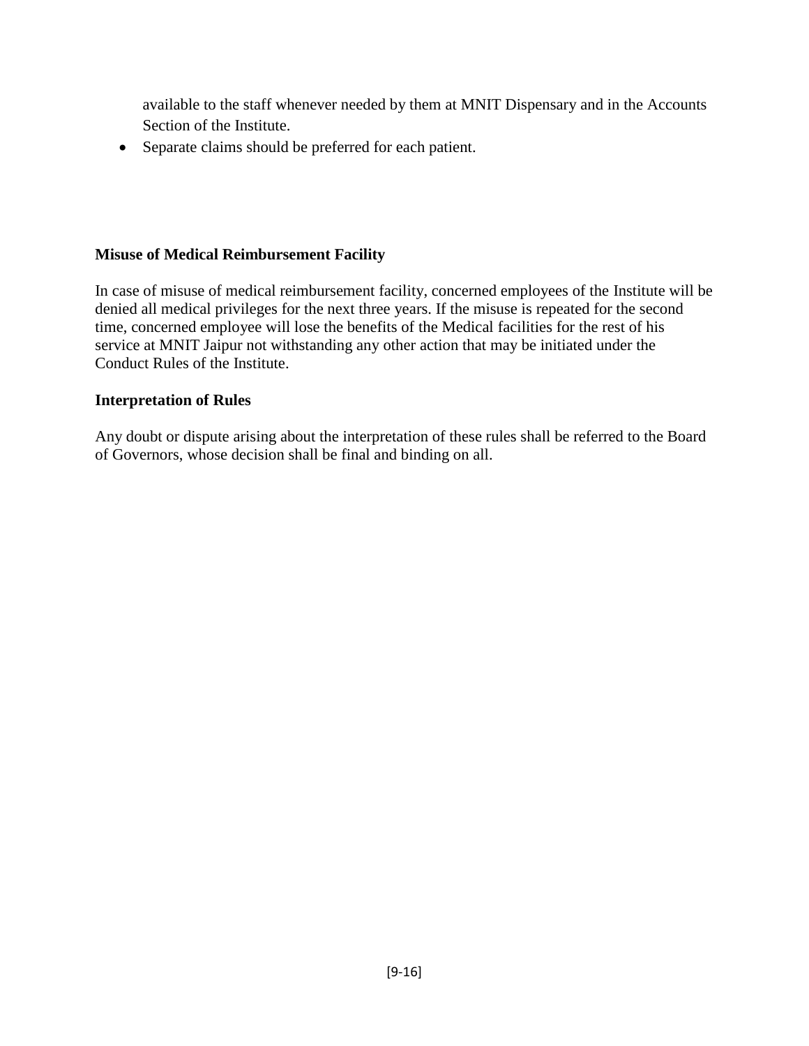available to the staff whenever needed by them at MNIT Dispensary and in the Accounts Section of the Institute.

- Separate claims should be preferred for each patient.

**Misuse of Medical Reimbursement Facility**

In case of misuse of medical reimbursement facility, concerned employees of the Institute will be denied all medical privileges for the next three years. If the misuse is repeated for the second time, concerned employee will lose the benefits of the Medical facilities for the rest of his service at MNIT Jaipur not withstanding any other action that may be initiated under the Conduct Rules of the Institute.

**Interpretation of Rules**

Any doubt or dispute arising about the interpretation of these rules shall be referred to the Board of Governors, whose decision shall be final and binding on all.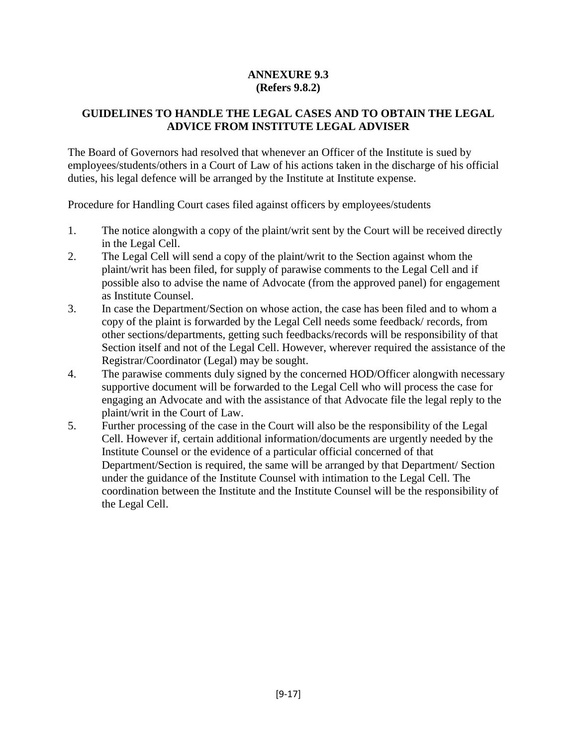**ANNEXURE 9.3**
**(Refers 9.8.2)**

## GUIDELINES TO HANDLE THE LEGAL CASES AND TO OBTAIN THE LEGAL ADVICE FROM INSTITUTE LEGAL ADVISER

The Board of Governors had resolved that whenever an Officer of the Institute is sued by employees/students/others in a Court of Law of his actions taken in the discharge of his official duties, his legal defence will be arranged by the Institute at Institute expense.

Procedure for Handling Court cases filed against officers by employees/students

1. The notice alongwith a copy of the plaint/writ sent by the Court will be received directly in the Legal Cell.
2. The Legal Cell will send a copy of the plaint/writ to the Section against whom the plaint/writ has been filed, for supply of parawise comments to the Legal Cell and if possible also to advise the name of Advocate (from the approved panel) for engagement as Institute Counsel.
3. In case the Department/Section on whose action, the case has been filed and to whom a copy of the plaint is forwarded by the Legal Cell needs some feedback/ records, from other sections/departments, getting such feedbacks/records will be responsibility of that Section itself and not of the Legal Cell. However, wherever required the assistance of the Registrar/Coordinator (Legal) may be sought.
4. The parawise comments duly signed by the concerned HOD/Officer alongwith necessary supportive document will be forwarded to the Legal Cell who will process the case for engaging an Advocate and with the assistance of that Advocate file the legal reply to the plaint/writ in the Court of Law.
5. Further processing of the case in the Court will also be the responsibility of the Legal Cell. However if, certain additional information/documents are urgently needed by the Institute Counsel or the evidence of a particular official concerned of that Department/Section is required, the same will be arranged by that Department/ Section under the guidance of the Institute Counsel with intimation to the Legal Cell. The coordination between the Institute and the Institute Counsel will be the responsibility of the Legal Cell.